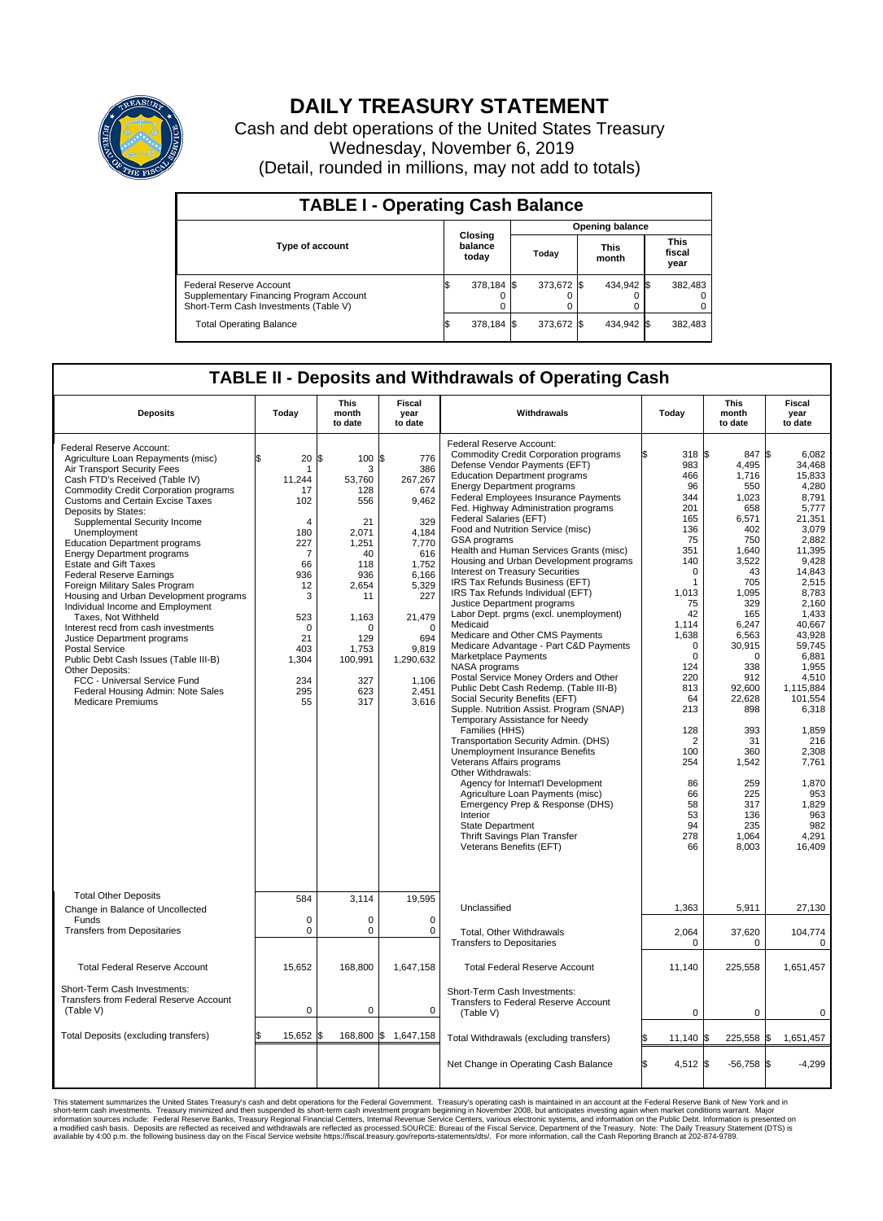# DAILY TREASURY STATEMENT

Cash and debt operations of the United States Treasury

Wednesday, November 6, 2019

(Detail, rounded in millions, may not add to totals)

## TABLE I - Operating Cash Balance

| Type of account | Closing balance today | Opening balance Today | Opening balance This month | Opening balance This fiscal year |
|---|---|---|---|---|
| Federal Reserve Account | $ 378,184 | $ 373,672 | $ 434,942 | $ 382,483 |
| Supplementary Financing Program Account | 0 | 0 | 0 | 0 |
| Short-Term Cash Investments (Table V) | 0 | 0 | 0 | 0 |
| Total Operating Balance | $ 378,184 | $ 373,672 | $ 434,942 | $ 382,483 |

## TABLE II - Deposits and Withdrawals of Operating Cash

| Deposits | Today | This month to date | Fiscal year to date |
|---|---|---|---|
| Federal Reserve Account: | | | |
| Agriculture Loan Repayments (misc) | $ 20 | $ 100 | $ 776 |
| Air Transport Security Fees | 1 | 3 | 386 |
| Cash FTD's Received (Table IV) | 11,244 | 53,760 | 267,267 |
| Commodity Credit Corporation programs | 17 | 128 | 674 |
| Customs and Certain Excise Taxes | 102 | 556 | 9,462 |
| Deposits by States: | | | |
| Supplemental Security Income | 4 | 21 | 329 |
| Unemployment | 180 | 2,071 | 4,184 |
| Education Department programs | 227 | 1,251 | 7,770 |
| Energy Department programs | 7 | 40 | 616 |
| Estate and Gift Taxes | 66 | 118 | 1,752 |
| Federal Reserve Earnings | 936 | 936 | 6,166 |
| Foreign Military Sales Program | 12 | 2,654 | 5,329 |
| Housing and Urban Development programs | 3 | 11 | 227 |
| Individual Income and Employment Taxes, Not Withheld | 523 | 1,163 | 21,479 |
| Interest recd from cash investments | 0 | 0 | 0 |
| Justice Department programs | 21 | 129 | 694 |
| Postal Service | 403 | 1,753 | 9,819 |
| Public Debt Cash Issues (Table III-B) | 1,304 | 100,991 | 1,290,632 |
| Other Deposits: | | | |
| FCC - Universal Service Fund | 234 | 327 | 1,106 |
| Federal Housing Admin: Note Sales | 295 | 623 | 2,451 |
| Medicare Premiums | 55 | 317 | 3,616 |
| Total Other Deposits | 584 | 3,114 | 19,595 |
| Change in Balance of Uncollected Funds | 0 | 0 | 0 |
| Transfers from Depositaries | 0 | 0 | 0 |
| Total Federal Reserve Account | 15,652 | 168,800 | 1,647,158 |
| Short-Term Cash Investments: Transfers from Federal Reserve Account (Table V) | 0 | 0 | 0 |
| Total Deposits (excluding transfers) | $ 15,652 | $ 168,800 | $ 1,647,158 |

| Withdrawals | Today | This month to date | Fiscal year to date |
|---|---|---|---|
| Federal Reserve Account: | | | |
| Commodity Credit Corporation programs | $ 318 | $ 847 | $ 6,082 |
| Defense Vendor Payments (EFT) | 983 | 4,495 | 34,468 |
| Education Department programs | 466 | 1,716 | 15,833 |
| Energy Department programs | 96 | 550 | 4,280 |
| Federal Employees Insurance Payments | 344 | 1,023 | 8,791 |
| Fed. Highway Administration programs | 201 | 658 | 5,777 |
| Federal Salaries (EFT) | 165 | 6,571 | 21,351 |
| Food and Nutrition Service (misc) | 136 | 402 | 3,079 |
| GSA programs | 75 | 750 | 2,882 |
| Health and Human Services Grants (misc) | 351 | 1,640 | 11,395 |
| Housing and Urban Development programs | 140 | 3,522 | 9,428 |
| Interest on Treasury Securities | 0 | 43 | 14,843 |
| IRS Tax Refunds Business (EFT) | 1 | 705 | 2,515 |
| IRS Tax Refunds Individual (EFT) | 1,013 | 1,095 | 8,783 |
| Justice Department programs | 75 | 329 | 2,160 |
| Labor Dept. prgms (excl. unemployment) | 42 | 165 | 1,433 |
| Medicaid | 1,114 | 6,247 | 40,667 |
| Medicare and Other CMS Payments | 1,638 | 6,563 | 43,928 |
| Medicare Advantage - Part C&D Payments | 0 | 30,915 | 59,745 |
| Marketplace Payments | 0 | 0 | 6,881 |
| NASA programs | 124 | 338 | 1,955 |
| Postal Service Money Orders and Other | 220 | 912 | 4,510 |
| Public Debt Cash Redemp. (Table III-B) | 813 | 92,600 | 1,115,884 |
| Social Security Benefits (EFT) | 64 | 22,628 | 101,554 |
| Supple. Nutrition Assist. Program (SNAP) | 213 | 898 | 6,318 |
| Temporary Assistance for Needy Families (HHS) | 128 | 393 | 1,859 |
| Transportation Security Admin. (DHS) | 2 | 31 | 216 |
| Unemployment Insurance Benefits | 100 | 360 | 2,308 |
| Veterans Affairs programs | 254 | 1,542 | 7,761 |
| Other Withdrawals: | | | |
| Agency for Internat'l Development | 86 | 259 | 1,870 |
| Agriculture Loan Payments (misc) | 66 | 225 | 953 |
| Emergency Prep & Response (DHS) | 58 | 317 | 1,829 |
| Interior | 53 | 136 | 963 |
| State Department | 94 | 235 | 982 |
| Thrift Savings Plan Transfer | 278 | 1,064 | 4,291 |
| Veterans Benefits (EFT) | 66 | 8,003 | 16,409 |
| Unclassified | 1,363 | 5,911 | 27,130 |
| Total, Other Withdrawals | 2,064 | 37,620 | 104,774 |
| Transfers to Depositaries | 0 | 0 | 0 |
| Total Federal Reserve Account | 11,140 | 225,558 | 1,651,457 |
| Short-Term Cash Investments: Transfers to Federal Reserve Account (Table V) | 0 | 0 | 0 |
| Total Withdrawals (excluding transfers) | $ 11,140 | $ 225,558 | $ 1,651,457 |
| Net Change in Operating Cash Balance | $ 4,512 | $ -56,758 | $ -4,299 |

This statement summarizes the United States Treasury's cash and debt operations for the Federal Government. Treasury's operating cash is maintained in an account at the Federal Reserve Bank of New York and in short-term cash investments. Treasury minimized and then suspended its short-term cash investment program beginning in November 2008, but anticipates investing again when market conditions warrant. Major information sources include: Federal Reserve Banks, Treasury Regional Financial Centers, Internal Revenue Service Centers, various electronic systems, and information on the Public Debt. Information is presented on a modified cash basis. Deposits are reflected as received and withdrawals are reflected as processed.SOURCE: Bureau of the Fiscal Service, Department of the Treasury. Note: The Daily Treasury Statement (DTS) is available by 4:00 p.m. the following business day on the Fiscal Service website https://fiscal.treasury.gov/reports-statements/dts/. For more information, call the Cash Reporting Branch at 202-874-9789.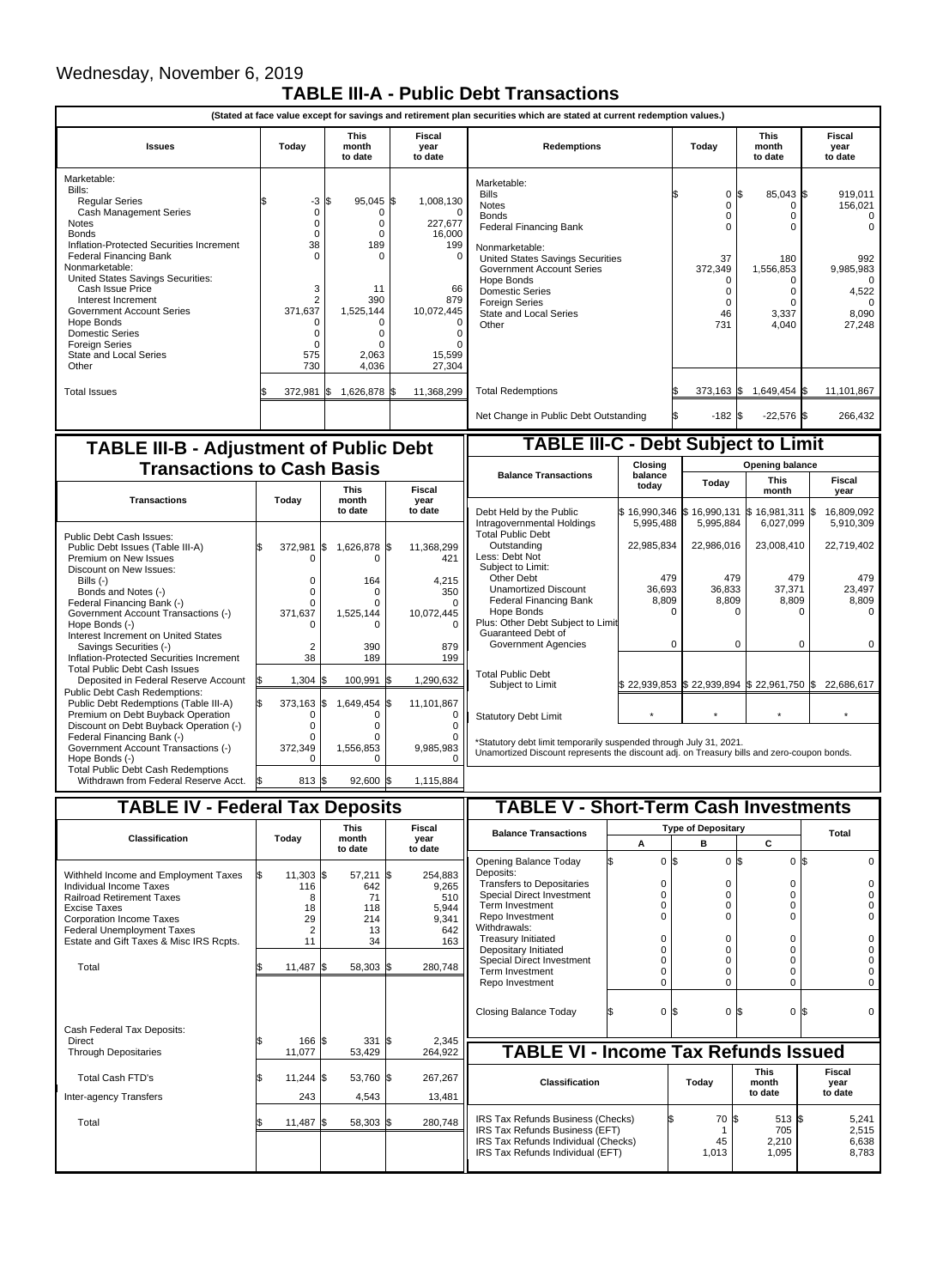Wednesday, November 6, 2019

# TABLE III-A - Public Debt Transactions

(Stated at face value except for savings and retirement plan securities which are stated at current redemption values.)

| Issues | Today | This month to date | Fiscal year to date |
|---|---|---|---|
| Marketable: | | | |
| Bills: | | | |
| Regular Series | $ -3 | $ 95,045 | $ 1,008,130 |
| Cash Management Series | 0 | 0 | 0 |
| Notes | 0 | 0 | 227,677 |
| Bonds | 0 | 0 | 16,000 |
| Inflation-Protected Securities Increment | 38 | 189 | 199 |
| Federal Financing Bank | 0 | 0 | 0 |
| Nonmarketable: | | | |
| United States Savings Securities: | | | |
| Cash Issue Price | 3 | 11 | 66 |
| Interest Increment | 2 | 390 | 879 |
| Government Account Series | 371,637 | 1,525,144 | 10,072,445 |
| Hope Bonds | 0 | 0 | 0 |
| Domestic Series | 0 | 0 | 0 |
| Foreign Series | 0 | 0 | 0 |
| State and Local Series | 575 | 2,063 | 15,599 |
| Other | 730 | 4,036 | 27,304 |
| Total Issues | $ 372,981 | $ 1,626,878 | $ 11,368,299 |

| Redemptions | Today | This month to date | Fiscal year to date |
|---|---|---|---|
| Marketable: | | | |
| Bills | $ 0 | $ 85,043 | $ 919,011 |
| Notes | 0 | 0 | 156,021 |
| Bonds | 0 | 0 | 0 |
| Federal Financing Bank | 0 | 0 | 0 |
| Nonmarketable: | | | |
| United States Savings Securities | 37 | 180 | 992 |
| Government Account Series | 372,349 | 1,556,853 | 9,985,983 |
| Hope Bonds | 0 | 0 | 0 |
| Domestic Series | 0 | 0 | 4,522 |
| Foreign Series | 0 | 0 | 0 |
| State and Local Series | 46 | 3,337 | 8,090 |
| Other | 731 | 4,040 | 27,248 |
| Total Redemptions | $ 373,163 | $ 1,649,454 | $ 11,101,867 |
| Net Change in Public Debt Outstanding | $ -182 | $ -22,576 | $ 266,432 |

# TABLE III-B - Adjustment of Public Debt Transactions to Cash Basis

| Transactions | Today | This month to date | Fiscal year to date |
|---|---|---|---|
| Public Debt Cash Issues: | | | |
| Public Debt Issues (Table III-A) | $ 372,981 | $ 1,626,878 | $ 11,368,299 |
| Premium on New Issues | 0 | 0 | 421 |
| Discount on New Issues: | | | |
| Bills (-) | 0 | 164 | 4,215 |
| Bonds and Notes (-) | 0 | 0 | 350 |
| Federal Financing Bank (-) | 0 | 0 | 0 |
| Government Account Transactions (-) | 371,637 | 1,525,144 | 10,072,445 |
| Hope Bonds (-) | 0 | 0 | 0 |
| Interest Increment on United States Savings Securities (-) | 2 | 390 | 879 |
| Inflation-Protected Securities Increment | 38 | 189 | 199 |
| Total Public Debt Cash Issues Deposited in Federal Reserve Account | $ 1,304 | $ 100,991 | $ 1,290,632 |
| Public Debt Cash Redemptions: | | | |
| Public Debt Redemptions (Table III-A) | $ 373,163 | $ 1,649,454 | $ 11,101,867 |
| Premium on Debt Buyback Operation | 0 | 0 | 0 |
| Discount on Debt Buyback Operation (-) | 0 | 0 | 0 |
| Federal Financing Bank (-) | 0 | 0 | 0 |
| Government Account Transactions (-) | 372,349 | 1,556,853 | 9,985,983 |
| Hope Bonds (-) | 0 | 0 | 0 |
| Total Public Debt Cash Redemptions Withdrawn from Federal Reserve Acct. | $ 813 | $ 92,600 | $ 1,115,884 |

# TABLE III-C - Debt Subject to Limit

| Balance Transactions | Closing balance today | Opening balance Today | Opening balance This month | Opening balance Fiscal year |
|---|---|---|---|---|
| Debt Held by the Public | $ 16,990,346 | $ 16,990,131 | $ 16,981,311 | $ 16,809,092 |
| Intragovernmental Holdings | 5,995,488 | 5,995,884 | 6,027,099 | 5,910,309 |
| Total Public Debt Outstanding | 22,985,834 | 22,986,016 | 23,008,410 | 22,719,402 |
| Less: Debt Not Subject to Limit: | | | | |
| Other Debt | 479 | 479 | 479 | 479 |
| Unamortized Discount | 36,693 | 36,833 | 37,371 | 23,497 |
| Federal Financing Bank | 8,809 | 8,809 | 8,809 | 8,809 |
| Hope Bonds | 0 | 0 | 0 | 0 |
| Plus: Other Debt Subject to Limit | | | | |
| Guaranteed Debt of Government Agencies | 0 | 0 | 0 | 0 |
| Total Public Debt Subject to Limit | $ 22,939,853 | $ 22,939,894 | $ 22,961,750 | $ 22,686,617 |
| Statutory Debt Limit | * | * | * | * |

*Statutory debt limit temporarily suspended through July 31, 2021.
Unamortized Discount represents the discount adj. on Treasury bills and zero-coupon bonds.

# TABLE IV - Federal Tax Deposits

| Classification | Today | This month to date | Fiscal year to date |
|---|---|---|---|
| Withheld Income and Employment Taxes | $ 11,303 | $ 57,211 | $ 254,883 |
| Individual Income Taxes | 116 | 642 | 9,265 |
| Railroad Retirement Taxes | 8 | 71 | 510 |
| Excise Taxes | 18 | 118 | 5,944 |
| Corporation Income Taxes | 29 | 214 | 9,341 |
| Federal Unemployment Taxes | 2 | 13 | 642 |
| Estate and Gift Taxes & Misc IRS Rcpts. | 11 | 34 | 163 |
| Total | $ 11,487 | $ 58,303 | $ 280,748 |
| Cash Federal Tax Deposits: | | | |
| Direct | $ 166 | $ 331 | $ 2,345 |
| Through Depositaries | 11,077 | 53,429 | 264,922 |
| Total Cash FTD's | $ 11,244 | $ 53,760 | $ 267,267 |
| Inter-agency Transfers | 243 | 4,543 | 13,481 |
| Total | $ 11,487 | $ 58,303 | $ 280,748 |

# TABLE V - Short-Term Cash Investments

| Balance Transactions | Type of Depositary A | Type of Depositary B | Type of Depositary C | Total |
|---|---|---|---|---|
| Opening Balance Today | $ 0 | $ 0 | $ 0 | $ 0 |
| Deposits: | | | | |
| Transfers to Depositaries | 0 | 0 | 0 | 0 |
| Special Direct Investment | 0 | 0 | 0 | 0 |
| Term Investment | 0 | 0 | 0 | 0 |
| Repo Investment | 0 | 0 | 0 | 0 |
| Withdrawals: | | | | |
| Treasury Initiated | 0 | 0 | 0 | 0 |
| Depositary Initiated | 0 | 0 | 0 | 0 |
| Special Direct Investment | 0 | 0 | 0 | 0 |
| Term Investment | 0 | 0 | 0 | 0 |
| Repo Investment | 0 | 0 | 0 | 0 |
| Closing Balance Today | $ 0 | $ 0 | $ 0 | $ 0 |

# TABLE VI - Income Tax Refunds Issued

| Classification | Today | This month to date | Fiscal year to date |
|---|---|---|---|
| IRS Tax Refunds Business (Checks) | $ 70 | $ 513 | $ 5,241 |
| IRS Tax Refunds Business (EFT) | 1 | 705 | 2,515 |
| IRS Tax Refunds Individual (Checks) | 45 | 2,210 | 6,638 |
| IRS Tax Refunds Individual (EFT) | 1,013 | 1,095 | 8,783 |